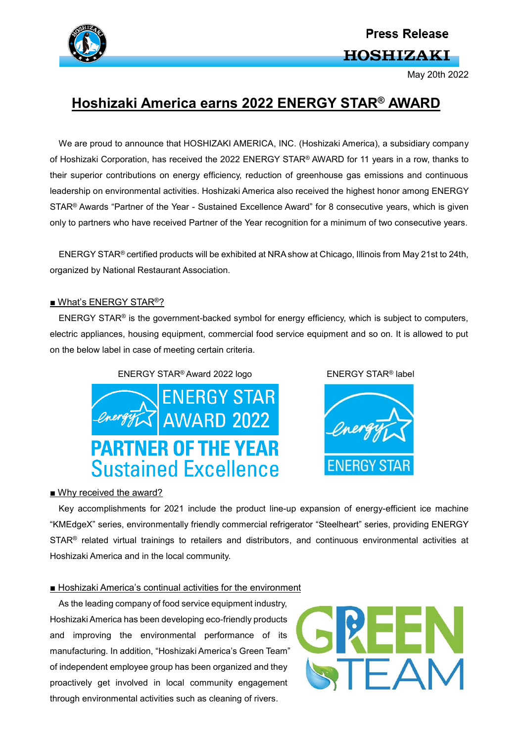Press Release

HOSHIZAKI

May 20th 2022

# Hoshizaki America earns 2022 ENERGY STAR® AWARD

We are proud to announce that HOSHIZAKI AMERICA, INC. (Hoshizaki America), a subsidiary company of Hoshizaki Corporation, has received the 2022 ENERGY STAR® AWARD for 11 years in a row, thanks to their superior contributions on energy efficiency, reduction of greenhouse gas emissions and continuous leadership on environmental activities. Hoshizaki America also received the highest honor among ENERGY STAR® Awards "Partner of the Year - Sustained Excellence Award" for 8 consecutive years, which is given only to partners who have received Partner of the Year recognition for a minimum of two consecutive years.

ENERGY STAR® certified products will be exhibited at NRA show at Chicago, Illinois from May 21st to 24th, organized by National Restaurant Association.

## ■ What's ENERGY STAR®?

ENERGY STAR® is the government-backed symbol for energy efficiency, which is subject to computers, electric appliances, housing equipment, commercial food service equipment and so on. It is allowed to put on the below label in case of meeting certain criteria.

ENERGY STAR® Award 2022 logo

ENERGY STAR® label

## ■ Why received the award?

Key accomplishments for 2021 include the product line-up expansion of energy-efficient ice machine "KMEdgeX" series, environmentally friendly commercial refrigerator "Steelheart" series, providing ENERGY STAR® related virtual trainings to retailers and distributors, and continuous environmental activities at Hoshizaki America and in the local community.

## ■ Hoshizaki America's continual activities for the environment

As the leading company of food service equipment industry, Hoshizaki America has been developing eco-friendly products and improving the environmental performance of its manufacturing. In addition, "Hoshizaki America's Green Team" of independent employee group has been organized and they proactively get involved in local community engagement through environmental activities such as cleaning of rivers.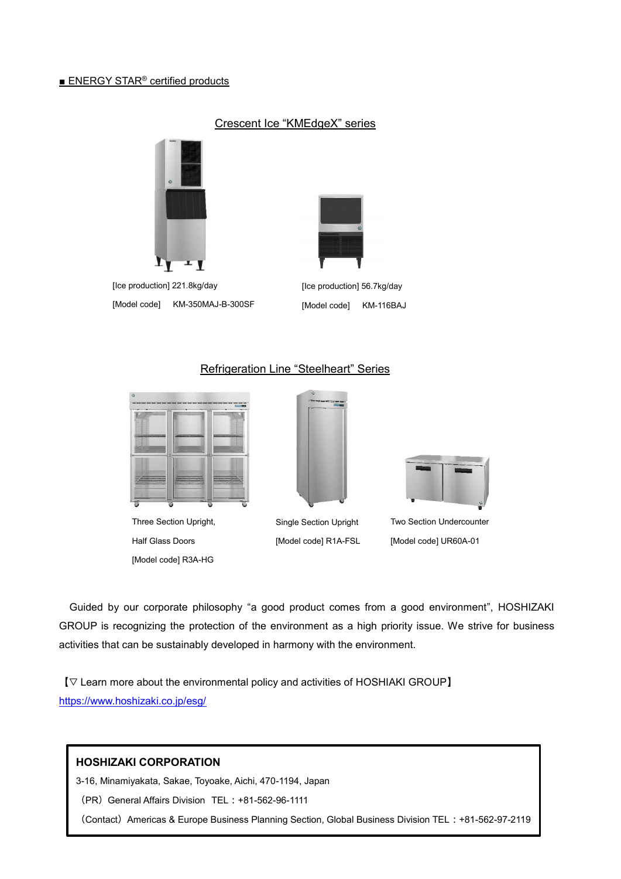■ ENERGY STAR® certified products

Crescent Ice “KMEdgeX” series

[Ice production] 221.8kg/day

[Model code] KM-350MAJ-B-300SF

[Ice production] 56.7kg/day

[Model code] KM-116BAJ

Refrigeration Line “Steelheart” Series

Three Section Upright, Half Glass Doors

[Model code] R3A-HG

Single Section Upright

[Model code] R1A-FSL

Two Section Undercounter

[Model code] UR60A-01

Guided by our corporate philosophy “a good product comes from a good environment”, HOSHIZAKI GROUP is recognizing the protection of the environment as a high priority issue. We strive for business activities that can be sustainably developed in harmony with the environment.

【▽ Learn more about the environmental policy and activities of HOSHIAKI GROUP】
https://www.hoshizaki.co.jp/esg/

**HOSHIZAKI CORPORATION**

3-16, Minamiyakata, Sakae, Toyoake, Aichi, 470-1194, Japan

（PR）General Affairs Division TEL：+81-562-96-1111

（Contact）Americas & Europe Business Planning Section, Global Business Division TEL：+81-562-97-2119